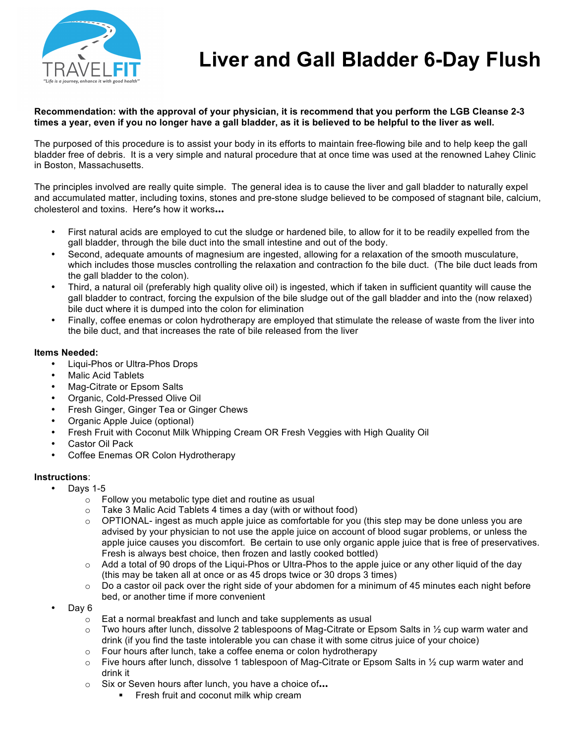# Liver and Gall Bladder 6-Day Flush

**Recommendation: with the approval of your physician, it is recommend that you perform the LGB Cleanse 2-3 times a year, even if you no longer have a gall bladder, as it is believed to be helpful to the liver as well.**

The purposed of this procedure is to assist your body in its efforts to maintain free-flowing bile and to help keep the gall bladder free of debris. It is a very simple and natural procedure that at once time was used at the renowned Lahey Clinic in Boston, Massachusetts.

The principles involved are really quite simple. The general idea is to cause the liver and gall bladder to naturally expel and accumulated matter, including toxins, stones and pre-stone sludge believed to be composed of stagnant bile, calcium, cholesterol and toxins. Here's how it works**…**

- First natural acids are employed to cut the sludge or hardened bile, to allow for it to be readily expelled from the gall bladder, through the bile duct into the small intestine and out of the body.
- Second, adequate amounts of magnesium are ingested, allowing for a relaxation of the smooth musculature, which includes those muscles controlling the relaxation and contraction fo the bile duct. (The bile duct leads from the gall bladder to the colon).
- Third, a natural oil (preferably high quality olive oil) is ingested, which if taken in sufficient quantity will cause the gall bladder to contract, forcing the expulsion of the bile sludge out of the gall bladder and into the (now relaxed) bile duct where it is dumped into the colon for elimination
- Finally, coffee enemas or colon hydrotherapy are employed that stimulate the release of waste from the liver into the bile duct, and that increases the rate of bile released from the liver

**Items Needed:**

- Liqui-Phos or Ultra-Phos Drops
- Malic Acid Tablets
- Mag-Citrate or Epsom Salts
- Organic, Cold-Pressed Olive Oil
- Fresh Ginger, Ginger Tea or Ginger Chews
- Organic Apple Juice (optional)
- Fresh Fruit with Coconut Milk Whipping Cream OR Fresh Veggies with High Quality Oil
- Castor Oil Pack
- Coffee Enemas OR Colon Hydrotherapy

**Instructions**:

- Days 1-5
  - Follow you metabolic type diet and routine as usual
  - Take 3 Malic Acid Tablets 4 times a day (with or without food)
  - OPTIONAL- ingest as much apple juice as comfortable for you (this step may be done unless you are advised by your physician to not use the apple juice on account of blood sugar problems, or unless the apple juice causes you discomfort. Be certain to use only organic apple juice that is free of preservatives. Fresh is always best choice, then frozen and lastly cooked bottled)
  - Add a total of 90 drops of the Liqui-Phos or Ultra-Phos to the apple juice or any other liquid of the day (this may be taken all at once or as 45 drops twice or 30 drops 3 times)
  - Do a castor oil pack over the right side of your abdomen for a minimum of 45 minutes each night before bed, or another time if more convenient
- Day 6
  - Eat a normal breakfast and lunch and take supplements as usual
  - Two hours after lunch, dissolve 2 tablespoons of Mag-Citrate or Epsom Salts in ½ cup warm water and drink (if you find the taste intolerable you can chase it with some citrus juice of your choice)
  - Four hours after lunch, take a coffee enema or colon hydrotherapy
  - Five hours after lunch, dissolve 1 tablespoon of Mag-Citrate or Epsom Salts in ½ cup warm water and drink it
  - Six or Seven hours after lunch, you have a choice of**…**
    - Fresh fruit and coconut milk whip cream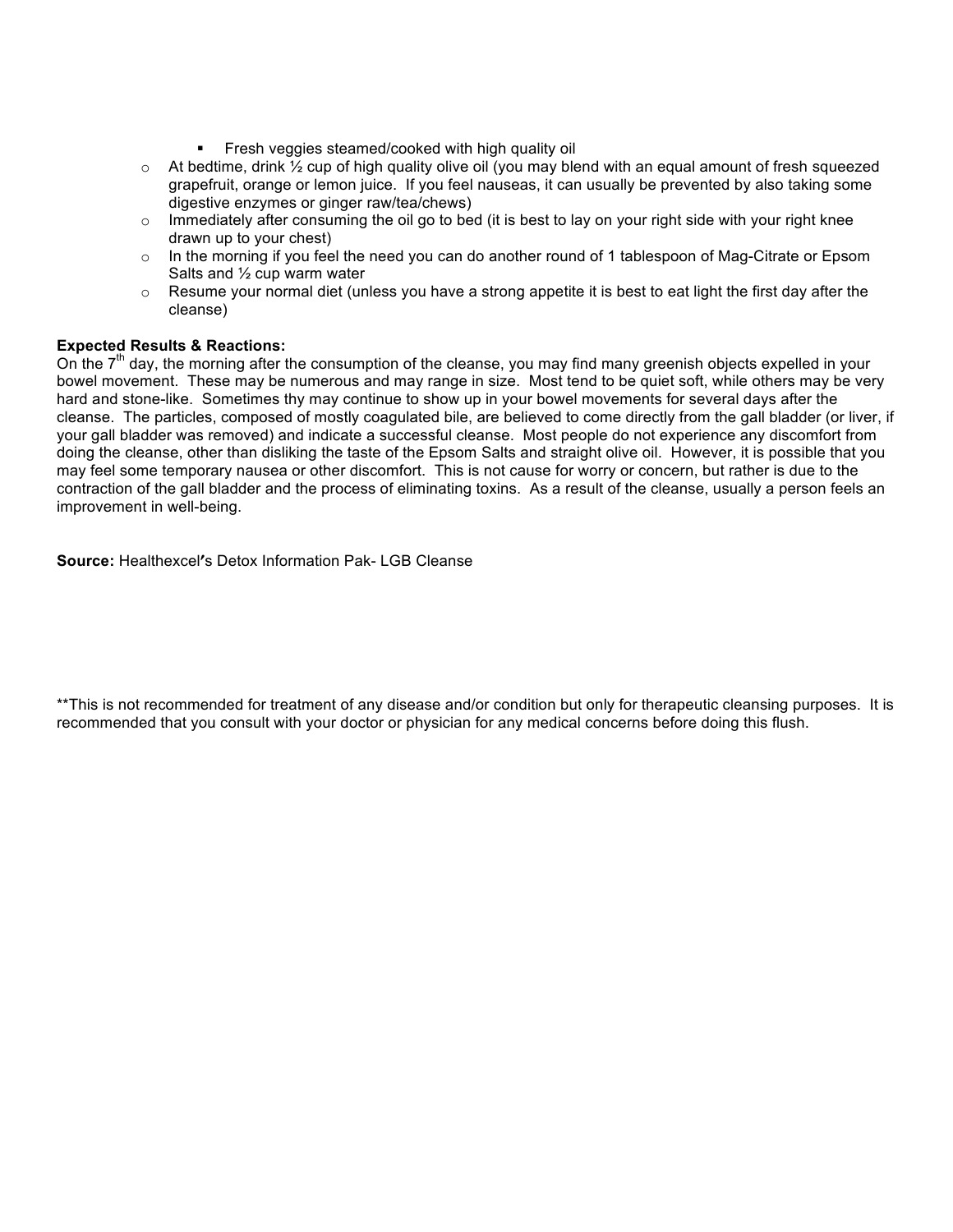- Fresh veggies steamed/cooked with high quality oil
    - At bedtime, drink ½ cup of high quality olive oil (you may blend with an equal amount of fresh squeezed grapefruit, orange or lemon juice. If you feel nauseas, it can usually be prevented by also taking some digestive enzymes or ginger raw/tea/chews)
    - Immediately after consuming the oil go to bed (it is best to lay on your right side with your right knee drawn up to your chest)
    - In the morning if you feel the need you can do another round of 1 tablespoon of Mag-Citrate or Epsom Salts and ½ cup warm water
    - Resume your normal diet (unless you have a strong appetite it is best to eat light the first day after the cleanse)

**Expected Results & Reactions:**
On the 7th day, the morning after the consumption of the cleanse, you may find many greenish objects expelled in your bowel movement. These may be numerous and may range in size. Most tend to be quiet soft, while others may be very hard and stone-like. Sometimes thy may continue to show up in your bowel movements for several days after the cleanse. The particles, composed of mostly coagulated bile, are believed to come directly from the gall bladder (or liver, if your gall bladder was removed) and indicate a successful cleanse. Most people do not experience any discomfort from doing the cleanse, other than disliking the taste of the Epsom Salts and straight olive oil. However, it is possible that you may feel some temporary nausea or other discomfort. This is not cause for worry or concern, but rather is due to the contraction of the gall bladder and the process of eliminating toxins. As a result of the cleanse, usually a person feels an improvement in well-being.

**Source:** Healthexcel′s Detox Information Pak- LGB Cleanse

**This is not recommended for treatment of any disease and/or condition but only for therapeutic cleansing purposes. It is recommended that you consult with your doctor or physician for any medical concerns before doing this flush.